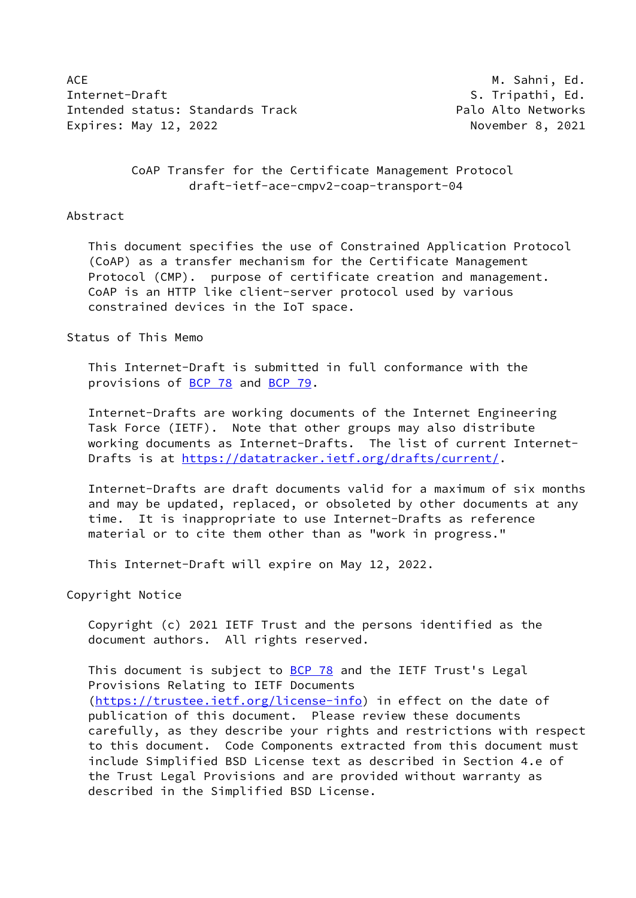ACE M. Sahni, Ed.
Internet-Draft S. Tripathi, Ed.
Intended status: Standards Track Palo Alto Networks
Expires: May 12, 2022 November 8, 2021

# CoAP Transfer for the Certificate Management Protocol
draft-ietf-ace-cmpv2-coap-transport-04

## Abstract

This document specifies the use of Constrained Application Protocol (CoAP) as a transfer mechanism for the Certificate Management Protocol (CMP). purpose of certificate creation and management. CoAP is an HTTP like client-server protocol used by various constrained devices in the IoT space.

## Status of This Memo

This Internet-Draft is submitted in full conformance with the provisions of BCP 78 and BCP 79.

Internet-Drafts are working documents of the Internet Engineering Task Force (IETF). Note that other groups may also distribute working documents as Internet-Drafts. The list of current Internet-Drafts is at https://datatracker.ietf.org/drafts/current/.

Internet-Drafts are draft documents valid for a maximum of six months and may be updated, replaced, or obsoleted by other documents at any time. It is inappropriate to use Internet-Drafts as reference material or to cite them other than as "work in progress."

This Internet-Draft will expire on May 12, 2022.

## Copyright Notice

Copyright (c) 2021 IETF Trust and the persons identified as the document authors. All rights reserved.

This document is subject to BCP 78 and the IETF Trust's Legal Provisions Relating to IETF Documents (https://trustee.ietf.org/license-info) in effect on the date of publication of this document. Please review these documents carefully, as they describe your rights and restrictions with respect to this document. Code Components extracted from this document must include Simplified BSD License text as described in Section 4.e of the Trust Legal Provisions and are provided without warranty as described in the Simplified BSD License.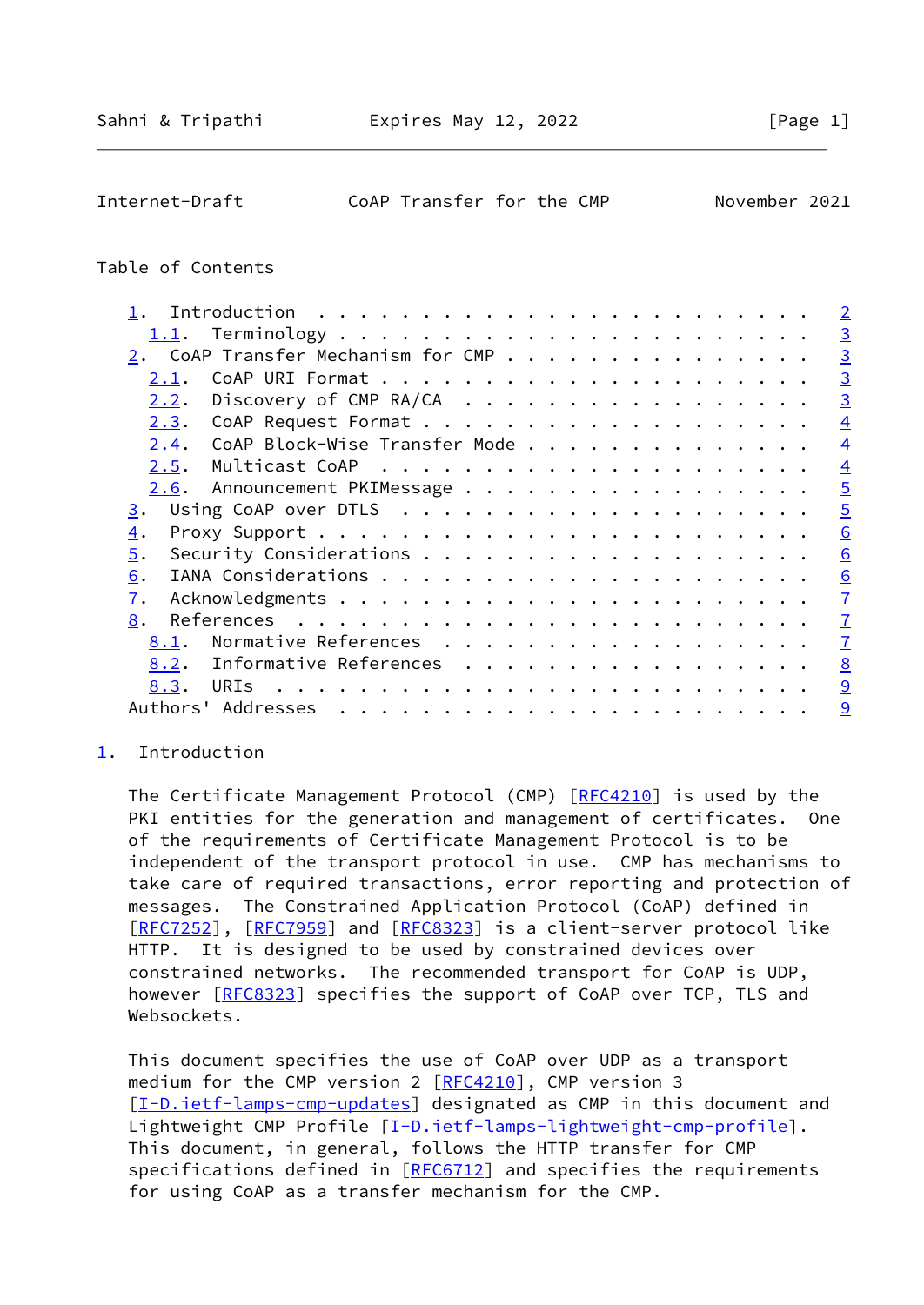Table of Contents

- 1. Introduction . . . . . . . . . . . . . . . . . . . . . . . . 2
  - 1.1. Terminology . . . . . . . . . . . . . . . . . . . . . . . 3
- 2. CoAP Transfer Mechanism for CMP . . . . . . . . . . . . . . . 3
  - 2.1. CoAP URI Format . . . . . . . . . . . . . . . . . . . . . 3
  - 2.2. Discovery of CMP RA/CA . . . . . . . . . . . . . . . . . 3
  - 2.3. CoAP Request Format . . . . . . . . . . . . . . . . . . . 4
  - 2.4. CoAP Block-Wise Transfer Mode . . . . . . . . . . . . . . 4
  - 2.5. Multicast CoAP . . . . . . . . . . . . . . . . . . . . . 4
  - 2.6. Announcement PKIMessage . . . . . . . . . . . . . . . . . 5
- 3. Using CoAP over DTLS . . . . . . . . . . . . . . . . . . . . 5
- 4. Proxy Support . . . . . . . . . . . . . . . . . . . . . . . . 6
- 5. Security Considerations . . . . . . . . . . . . . . . . . . . 6
- 6. IANA Considerations . . . . . . . . . . . . . . . . . . . . . 6
- 7. Acknowledgments . . . . . . . . . . . . . . . . . . . . . . . 7
- 8. References . . . . . . . . . . . . . . . . . . . . . . . . . 7
  - 8.1. Normative References . . . . . . . . . . . . . . . . . . 7
  - 8.2. Informative References . . . . . . . . . . . . . . . . . 8
  - 8.3. URIs . . . . . . . . . . . . . . . . . . . . . . . . . . 9
- Authors' Addresses . . . . . . . . . . . . . . . . . . . . . . . 9

## 1. Introduction

The Certificate Management Protocol (CMP) [RFC4210] is used by the PKI entities for the generation and management of certificates. One of the requirements of Certificate Management Protocol is to be independent of the transport protocol in use. CMP has mechanisms to take care of required transactions, error reporting and protection of messages. The Constrained Application Protocol (CoAP) defined in [RFC7252], [RFC7959] and [RFC8323] is a client-server protocol like HTTP. It is designed to be used by constrained devices over constrained networks. The recommended transport for CoAP is UDP, however [RFC8323] specifies the support of CoAP over TCP, TLS and Websockets.

This document specifies the use of CoAP over UDP as a transport medium for the CMP version 2 [RFC4210], CMP version 3 [I-D.ietf-lamps-cmp-updates] designated as CMP in this document and Lightweight CMP Profile [I-D.ietf-lamps-lightweight-cmp-profile]. This document, in general, follows the HTTP transfer for CMP specifications defined in [RFC6712] and specifies the requirements for using CoAP as a transfer mechanism for the CMP.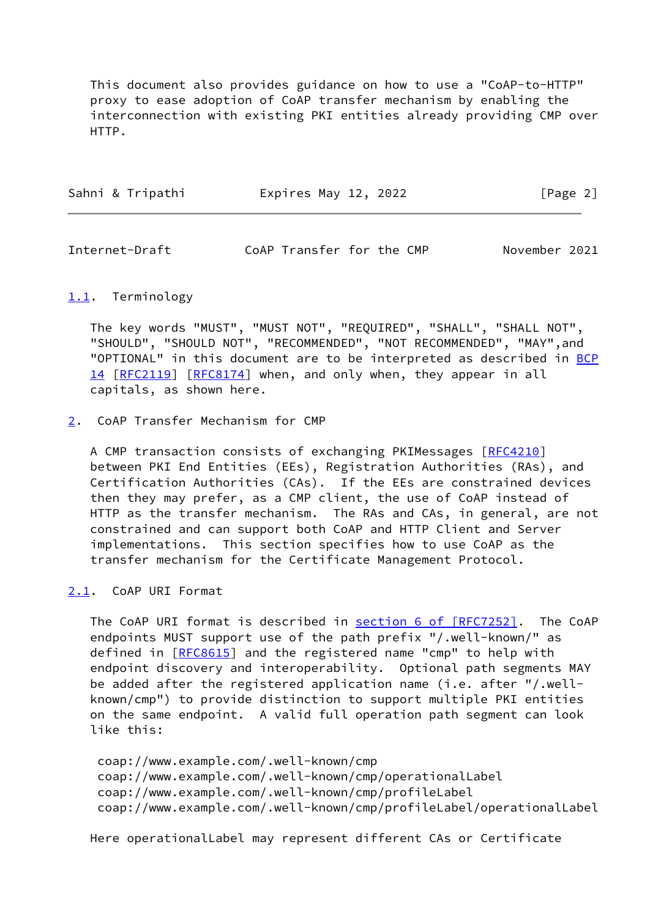This document also provides guidance on how to use a "CoAP-to-HTTP" proxy to ease adoption of CoAP transfer mechanism by enabling the interconnection with existing PKI entities already providing CMP over HTTP.

### 1.1. Terminology

The key words "MUST", "MUST NOT", "REQUIRED", "SHALL", "SHALL NOT", "SHOULD", "SHOULD NOT", "RECOMMENDED", "NOT RECOMMENDED", "MAY",and "OPTIONAL" in this document are to be interpreted as described in BCP 14 [RFC2119] [RFC8174] when, and only when, they appear in all capitals, as shown here.

## 2. CoAP Transfer Mechanism for CMP

A CMP transaction consists of exchanging PKIMessages [RFC4210] between PKI End Entities (EEs), Registration Authorities (RAs), and Certification Authorities (CAs). If the EEs are constrained devices then they may prefer, as a CMP client, the use of CoAP instead of HTTP as the transfer mechanism. The RAs and CAs, in general, are not constrained and can support both CoAP and HTTP Client and Server implementations. This section specifies how to use CoAP as the transfer mechanism for the Certificate Management Protocol.

### 2.1. CoAP URI Format

The CoAP URI format is described in section 6 of [RFC7252]. The CoAP endpoints MUST support use of the path prefix "/.well-known/" as defined in [RFC8615] and the registered name "cmp" to help with endpoint discovery and interoperability. Optional path segments MAY be added after the registered application name (i.e. after "/.well-known/cmp") to provide distinction to support multiple PKI entities on the same endpoint. A valid full operation path segment can look like this:

```
coap://www.example.com/.well-known/cmp
coap://www.example.com/.well-known/cmp/operationalLabel
coap://www.example.com/.well-known/cmp/profileLabel
coap://www.example.com/.well-known/cmp/profileLabel/operationalLabel
```

Here operationalLabel may represent different CAs or Certificate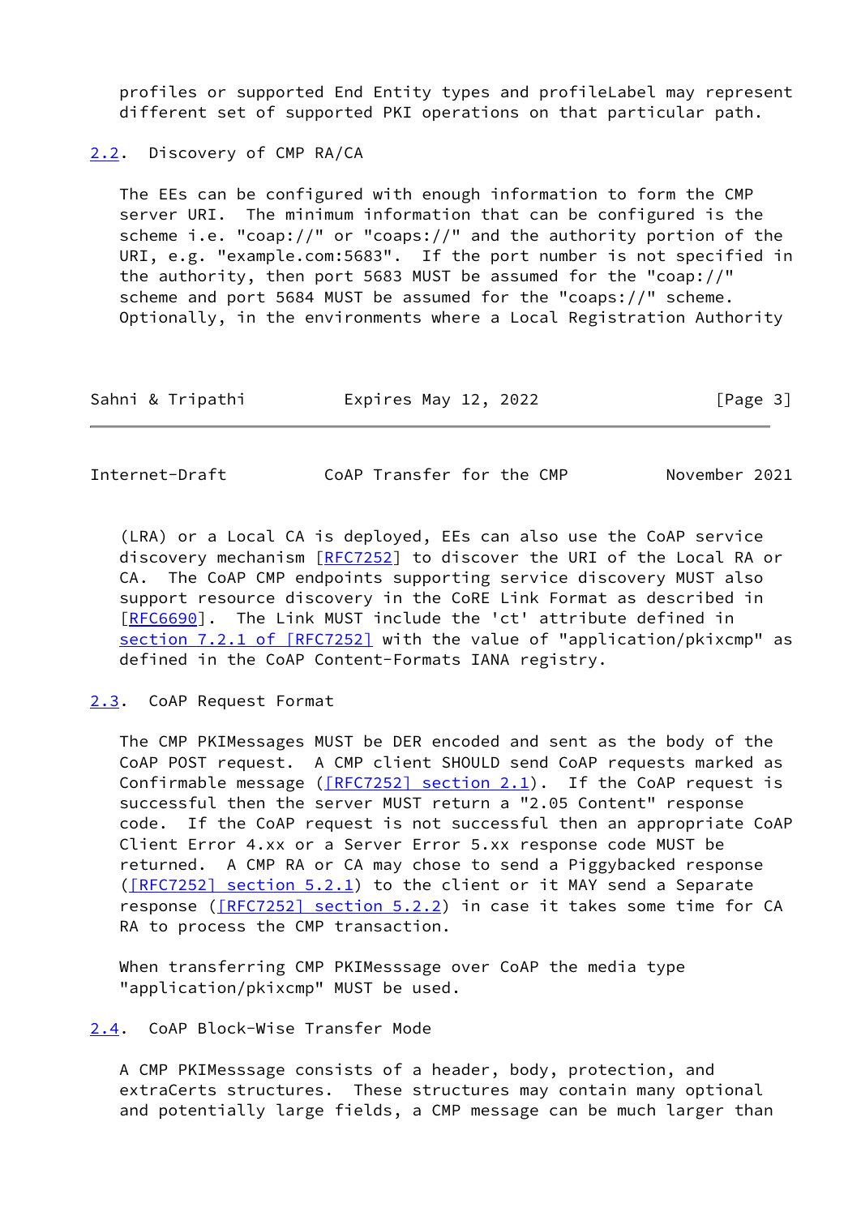profiles or supported End Entity types and profileLabel may represent different set of supported PKI operations on that particular path.

## 2.2. Discovery of CMP RA/CA

The EEs can be configured with enough information to form the CMP server URI. The minimum information that can be configured is the scheme i.e. "coap://" or "coaps://" and the authority portion of the URI, e.g. "example.com:5683". If the port number is not specified in the authority, then port 5683 MUST be assumed for the "coap://" scheme and port 5684 MUST be assumed for the "coaps://" scheme. Optionally, in the environments where a Local Registration Authority (LRA) or a Local CA is deployed, EEs can also use the CoAP service discovery mechanism [RFC7252] to discover the URI of the Local RA or CA. The CoAP CMP endpoints supporting service discovery MUST also support resource discovery in the CoRE Link Format as described in [RFC6690]. The Link MUST include the 'ct' attribute defined in section 7.2.1 of [RFC7252] with the value of "application/pkixcmp" as defined in the CoAP Content-Formats IANA registry.

## 2.3. CoAP Request Format

The CMP PKIMessages MUST be DER encoded and sent as the body of the CoAP POST request. A CMP client SHOULD send CoAP requests marked as Confirmable message ([RFC7252] section 2.1). If the CoAP request is successful then the server MUST return a "2.05 Content" response code. If the CoAP request is not successful then an appropriate CoAP Client Error 4.xx or a Server Error 5.xx response code MUST be returned. A CMP RA or CA may chose to send a Piggybacked response ([RFC7252] section 5.2.1) to the client or it MAY send a Separate response ([RFC7252] section 5.2.2) in case it takes some time for CA RA to process the CMP transaction.

When transferring CMP PKIMesssage over CoAP the media type "application/pkixcmp" MUST be used.

## 2.4. CoAP Block-Wise Transfer Mode

A CMP PKIMesssage consists of a header, body, protection, and extraCerts structures. These structures may contain many optional and potentially large fields, a CMP message can be much larger than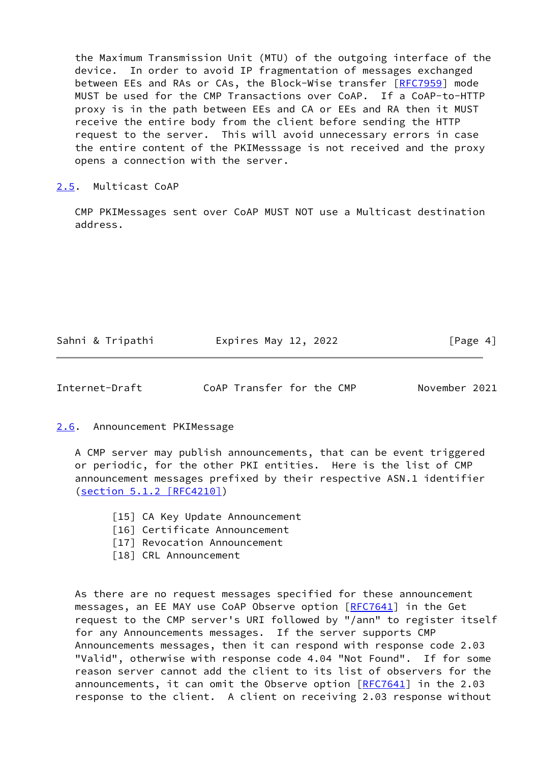the Maximum Transmission Unit (MTU) of the outgoing interface of the device. In order to avoid IP fragmentation of messages exchanged between EEs and RAs or CAs, the Block-Wise transfer [RFC7959] mode MUST be used for the CMP Transactions over CoAP. If a CoAP-to-HTTP proxy is in the path between EEs and CA or EEs and RA then it MUST receive the entire body from the client before sending the HTTP request to the server. This will avoid unnecessary errors in case the entire content of the PKIMesssage is not received and the proxy opens a connection with the server.

## 2.5. Multicast CoAP

CMP PKIMessages sent over CoAP MUST NOT use a Multicast destination address.

## 2.6. Announcement PKIMessage

A CMP server may publish announcements, that can be event triggered or periodic, for the other PKI entities. Here is the list of CMP announcement messages prefixed by their respective ASN.1 identifier (section 5.1.2 [RFC4210])

```
[15] CA Key Update Announcement
[16] Certificate Announcement
[17] Revocation Announcement
[18] CRL Announcement
```

As there are no request messages specified for these announcement messages, an EE MAY use CoAP Observe option [RFC7641] in the Get request to the CMP server's URI followed by "/ann" to register itself for any Announcements messages. If the server supports CMP Announcements messages, then it can respond with response code 2.03 "Valid", otherwise with response code 4.04 "Not Found". If for some reason server cannot add the client to its list of observers for the announcements, it can omit the Observe option [RFC7641] in the 2.03 response to the client. A client on receiving 2.03 response without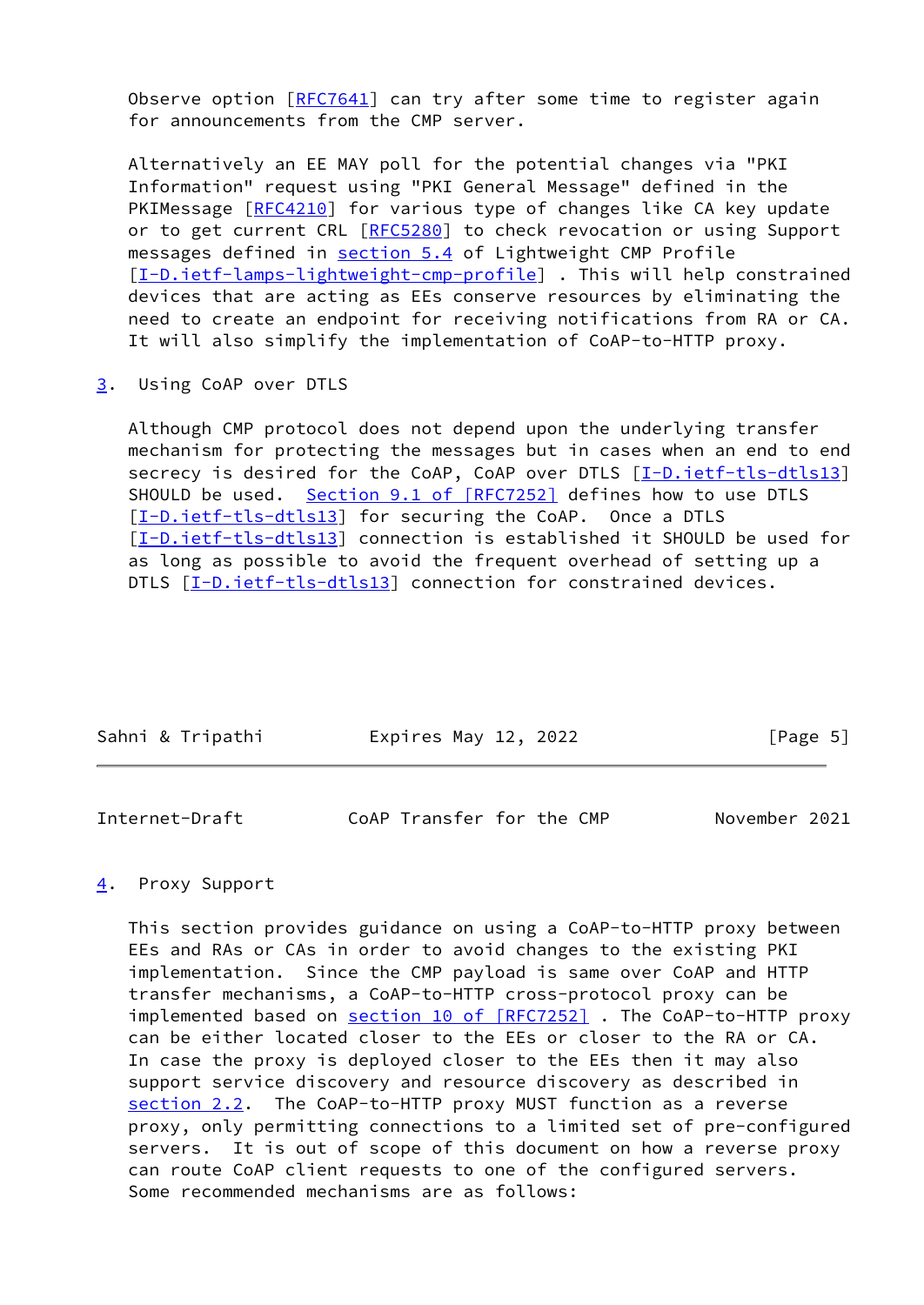Observe option [RFC7641] can try after some time to register again for announcements from the CMP server.

Alternatively an EE MAY poll for the potential changes via "PKI Information" request using "PKI General Message" defined in the PKIMessage [RFC4210] for various type of changes like CA key update or to get current CRL [RFC5280] to check revocation or using Support messages defined in section 5.4 of Lightweight CMP Profile [I-D.ietf-lamps-lightweight-cmp-profile] . This will help constrained devices that are acting as EEs conserve resources by eliminating the need to create an endpoint for receiving notifications from RA or CA. It will also simplify the implementation of CoAP-to-HTTP proxy.

## 3. Using CoAP over DTLS

Although CMP protocol does not depend upon the underlying transfer mechanism for protecting the messages but in cases when an end to end secrecy is desired for the CoAP, CoAP over DTLS [I-D.ietf-tls-dtls13] SHOULD be used. Section 9.1 of [RFC7252] defines how to use DTLS [I-D.ietf-tls-dtls13] for securing the CoAP. Once a DTLS [I-D.ietf-tls-dtls13] connection is established it SHOULD be used for as long as possible to avoid the frequent overhead of setting up a DTLS [I-D.ietf-tls-dtls13] connection for constrained devices.

## 4. Proxy Support

This section provides guidance on using a CoAP-to-HTTP proxy between EEs and RAs or CAs in order to avoid changes to the existing PKI implementation. Since the CMP payload is same over CoAP and HTTP transfer mechanisms, a CoAP-to-HTTP cross-protocol proxy can be implemented based on section 10 of [RFC7252] . The CoAP-to-HTTP proxy can be either located closer to the EEs or closer to the RA or CA. In case the proxy is deployed closer to the EEs then it may also support service discovery and resource discovery as described in section 2.2. The CoAP-to-HTTP proxy MUST function as a reverse proxy, only permitting connections to a limited set of pre-configured servers. It is out of scope of this document on how a reverse proxy can route CoAP client requests to one of the configured servers. Some recommended mechanisms are as follows: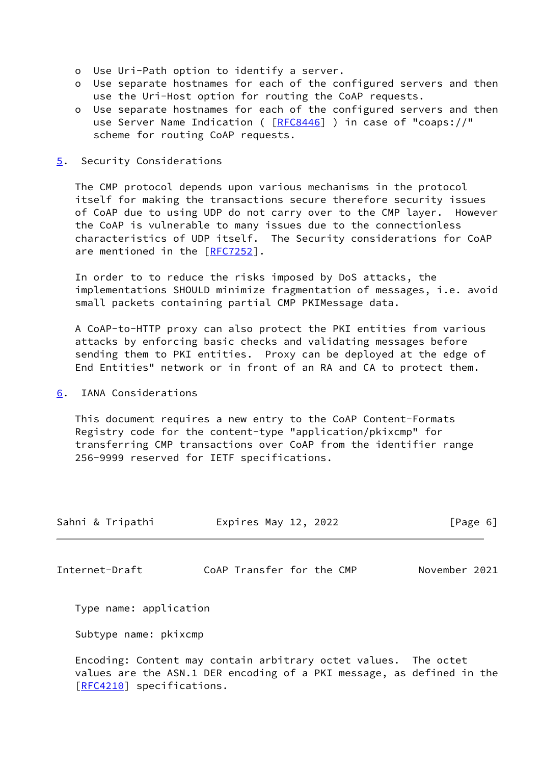- Use Uri-Path option to identify a server.
- Use separate hostnames for each of the configured servers and then use the Uri-Host option for routing the CoAP requests.
- Use separate hostnames for each of the configured servers and then use Server Name Indication ( [RFC8446] ) in case of "coaps://" scheme for routing CoAP requests.

## 5. Security Considerations

The CMP protocol depends upon various mechanisms in the protocol itself for making the transactions secure therefore security issues of CoAP due to using UDP do not carry over to the CMP layer. However the CoAP is vulnerable to many issues due to the connectionless characteristics of UDP itself. The Security considerations for CoAP are mentioned in the [RFC7252].

In order to to reduce the risks imposed by DoS attacks, the implementations SHOULD minimize fragmentation of messages, i.e. avoid small packets containing partial CMP PKIMessage data.

A CoAP-to-HTTP proxy can also protect the PKI entities from various attacks by enforcing basic checks and validating messages before sending them to PKI entities. Proxy can be deployed at the edge of End Entities" network or in front of an RA and CA to protect them.

## 6. IANA Considerations

This document requires a new entry to the CoAP Content-Formats Registry code for the content-type "application/pkixcmp" for transferring CMP transactions over CoAP from the identifier range 256-9999 reserved for IETF specifications.

Type name: application

Subtype name: pkixcmp

Encoding: Content may contain arbitrary octet values. The octet values are the ASN.1 DER encoding of a PKI message, as defined in the [RFC4210] specifications.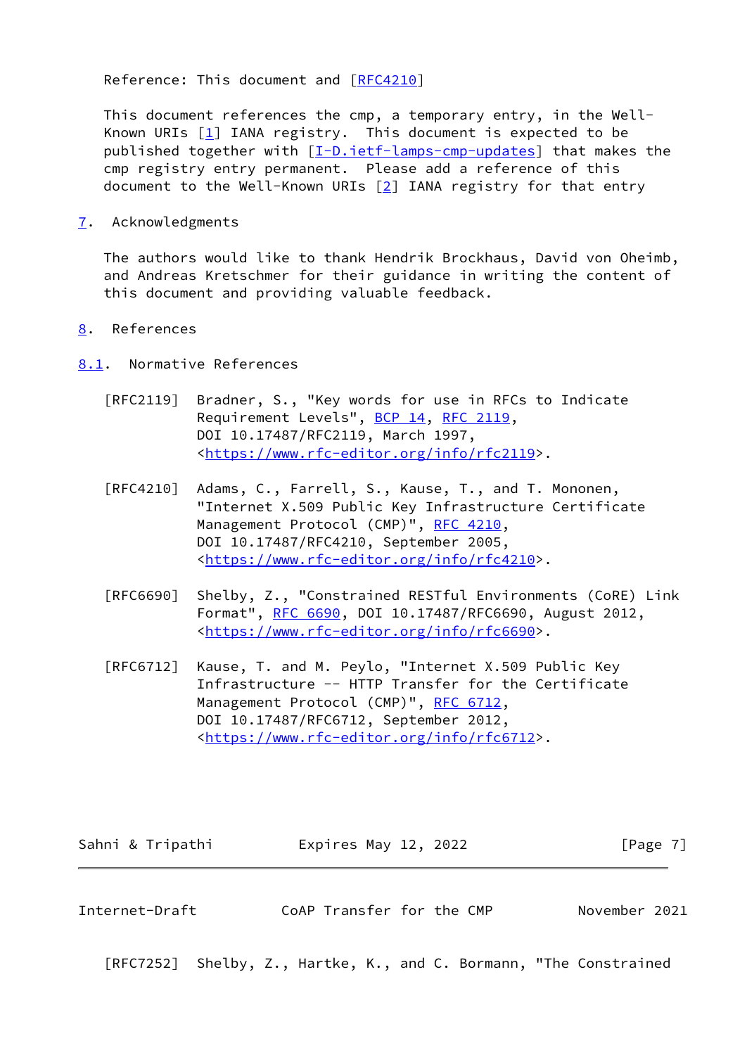Reference: This document and [RFC4210]

This document references the cmp, a temporary entry, in the Well-Known URIs [1] IANA registry. This document is expected to be published together with [I-D.ietf-lamps-cmp-updates] that makes the cmp registry entry permanent. Please add a reference of this document to the Well-Known URIs [2] IANA registry for that entry

## 7. Acknowledgments

The authors would like to thank Hendrik Brockhaus, David von Oheimb, and Andreas Kretschmer for their guidance in writing the content of this document and providing valuable feedback.

## 8. References

### 8.1. Normative References

[RFC2119] Bradner, S., "Key words for use in RFCs to Indicate Requirement Levels", BCP 14, RFC 2119, DOI 10.17487/RFC2119, March 1997, <https://www.rfc-editor.org/info/rfc2119>.

[RFC4210] Adams, C., Farrell, S., Kause, T., and T. Mononen, "Internet X.509 Public Key Infrastructure Certificate Management Protocol (CMP)", RFC 4210, DOI 10.17487/RFC4210, September 2005, <https://www.rfc-editor.org/info/rfc4210>.

[RFC6690] Shelby, Z., "Constrained RESTful Environments (CoRE) Link Format", RFC 6690, DOI 10.17487/RFC6690, August 2012, <https://www.rfc-editor.org/info/rfc6690>.

[RFC6712] Kause, T. and M. Peylo, "Internet X.509 Public Key Infrastructure -- HTTP Transfer for the Certificate Management Protocol (CMP)", RFC 6712, DOI 10.17487/RFC6712, September 2012, <https://www.rfc-editor.org/info/rfc6712>.

[RFC7252] Shelby, Z., Hartke, K., and C. Bormann, "The Constrained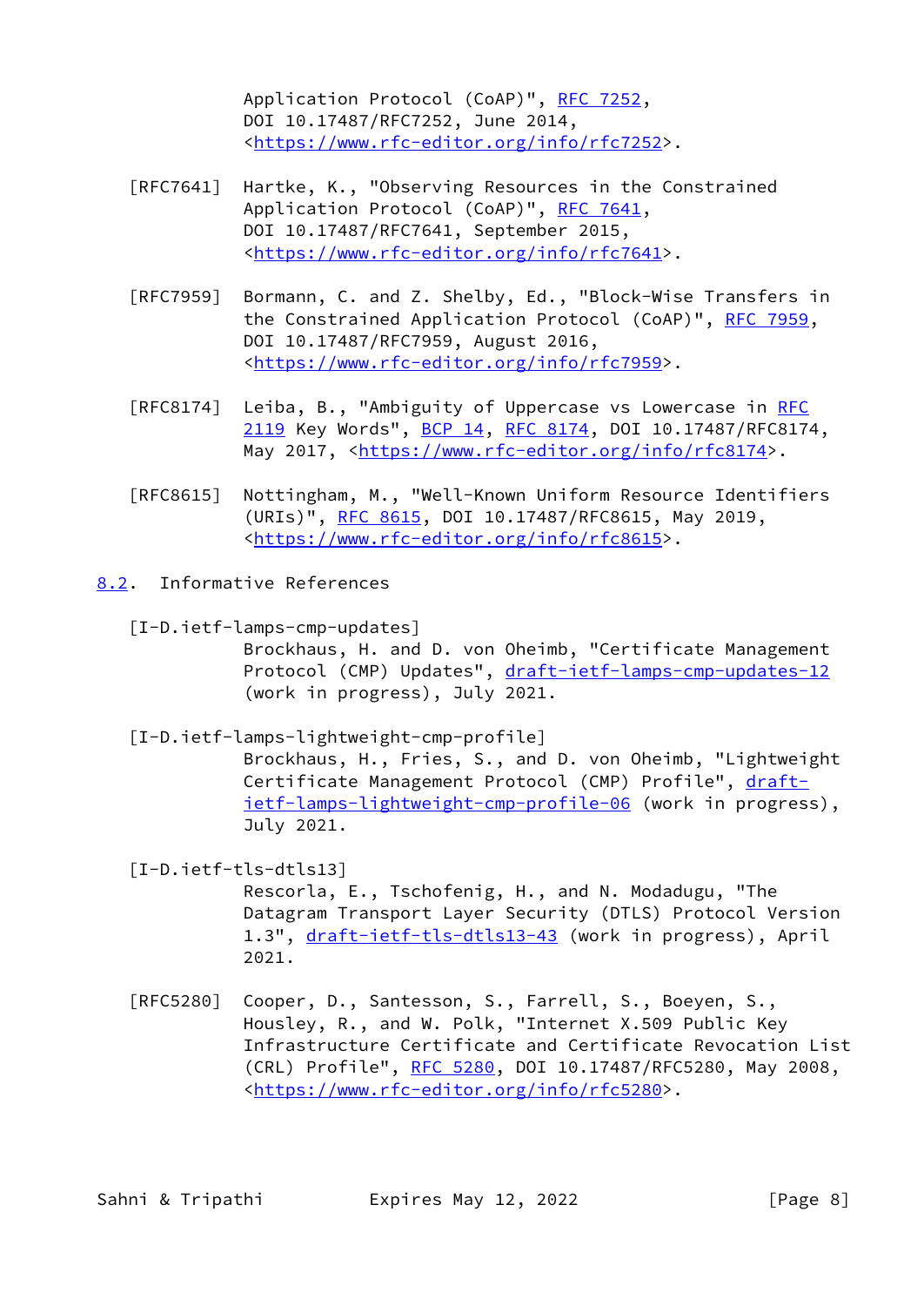Application Protocol (CoAP)", RFC 7252, DOI 10.17487/RFC7252, June 2014, <https://www.rfc-editor.org/info/rfc7252>.

[RFC7641] Hartke, K., "Observing Resources in the Constrained Application Protocol (CoAP)", RFC 7641, DOI 10.17487/RFC7641, September 2015, <https://www.rfc-editor.org/info/rfc7641>.

[RFC7959] Bormann, C. and Z. Shelby, Ed., "Block-Wise Transfers in the Constrained Application Protocol (CoAP)", RFC 7959, DOI 10.17487/RFC7959, August 2016, <https://www.rfc-editor.org/info/rfc7959>.

[RFC8174] Leiba, B., "Ambiguity of Uppercase vs Lowercase in RFC 2119 Key Words", BCP 14, RFC 8174, DOI 10.17487/RFC8174, May 2017, <https://www.rfc-editor.org/info/rfc8174>.

[RFC8615] Nottingham, M., "Well-Known Uniform Resource Identifiers (URIs)", RFC 8615, DOI 10.17487/RFC8615, May 2019, <https://www.rfc-editor.org/info/rfc8615>.

## 8.2. Informative References

[I-D.ietf-lamps-cmp-updates] Brockhaus, H. and D. von Oheimb, "Certificate Management Protocol (CMP) Updates", draft-ietf-lamps-cmp-updates-12 (work in progress), July 2021.

[I-D.ietf-lamps-lightweight-cmp-profile] Brockhaus, H., Fries, S., and D. von Oheimb, "Lightweight Certificate Management Protocol (CMP) Profile", draft-ietf-lamps-lightweight-cmp-profile-06 (work in progress), July 2021.

[I-D.ietf-tls-dtls13] Rescorla, E., Tschofenig, H., and N. Modadugu, "The Datagram Transport Layer Security (DTLS) Protocol Version 1.3", draft-ietf-tls-dtls13-43 (work in progress), April 2021.

[RFC5280] Cooper, D., Santesson, S., Farrell, S., Boeyen, S., Housley, R., and W. Polk, "Internet X.509 Public Key Infrastructure Certificate and Certificate Revocation List (CRL) Profile", RFC 5280, DOI 10.17487/RFC5280, May 2008, <https://www.rfc-editor.org/info/rfc5280>.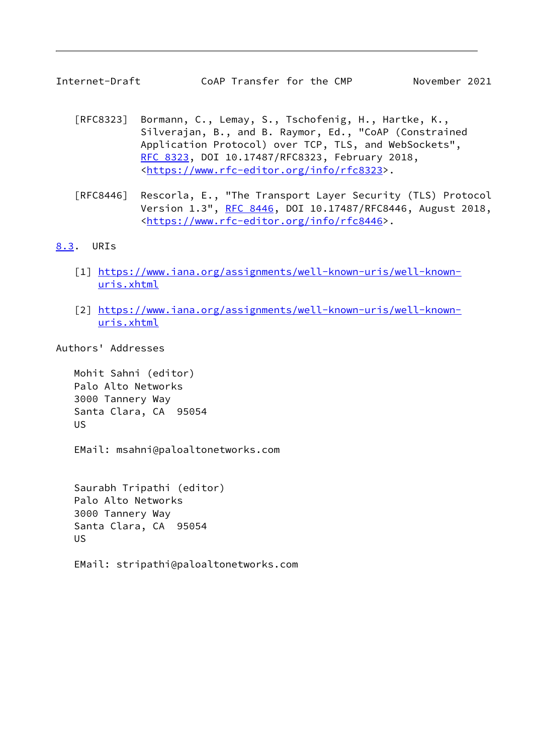[RFC8323] Bormann, C., Lemay, S., Tschofenig, H., Hartke, K., Silverajan, B., and B. Raymor, Ed., "CoAP (Constrained Application Protocol) over TCP, TLS, and WebSockets", RFC 8323, DOI 10.17487/RFC8323, February 2018, <https://www.rfc-editor.org/info/rfc8323>.

[RFC8446] Rescorla, E., "The Transport Layer Security (TLS) Protocol Version 1.3", RFC 8446, DOI 10.17487/RFC8446, August 2018, <https://www.rfc-editor.org/info/rfc8446>.

## 8.3. URIs

[1] https://www.iana.org/assignments/well-known-uris/well-known-uris.xhtml

[2] https://www.iana.org/assignments/well-known-uris/well-known-uris.xhtml

## Authors' Addresses

Mohit Sahni (editor)
Palo Alto Networks
3000 Tannery Way
Santa Clara, CA 95054
US

EMail: msahni@paloaltonetworks.com

Saurabh Tripathi (editor)
Palo Alto Networks
3000 Tannery Way
Santa Clara, CA 95054
US

EMail: stripathi@paloaltonetworks.com